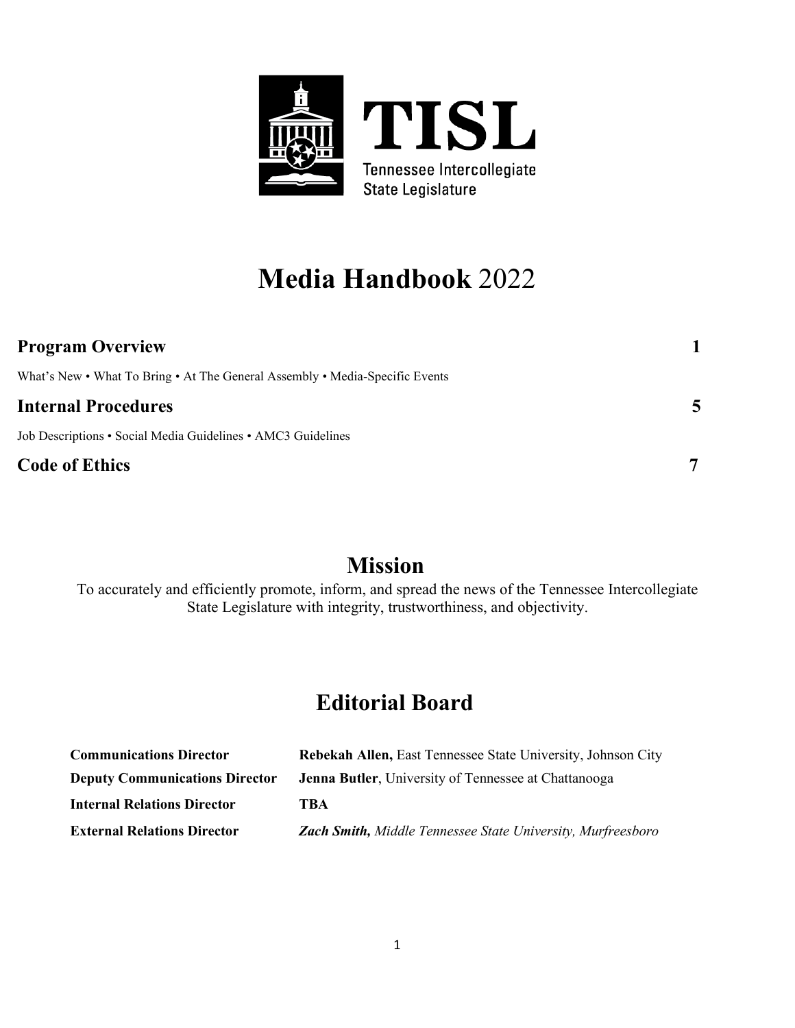TISL

Tennessee Intercollegiate State Legislature

# **Media Handbook** 2022

## Program Overview 1

What's New • What To Bring • At The General Assembly • Media-Specific Events

## Internal Procedures 5

Job Descriptions • Social Media Guidelines • AMC3 Guidelines

## Code of Ethics 7

## Mission

To accurately and efficiently promote, inform, and spread the news of the Tennessee Intercollegiate State Legislature with integrity, trustworthiness, and objectivity.

## Editorial Board

| | |
|---|---|
| **Communications Director** | **Rebekah Allen,** East Tennessee State University, Johnson City |
| **Deputy Communications Director** | **Jenna Butler**, University of Tennessee at Chattanooga |
| **Internal Relations Director** | **TBA** |
| **External Relations Director** | ***Zach Smith,*** *Middle Tennessee State University, Murfreesboro* |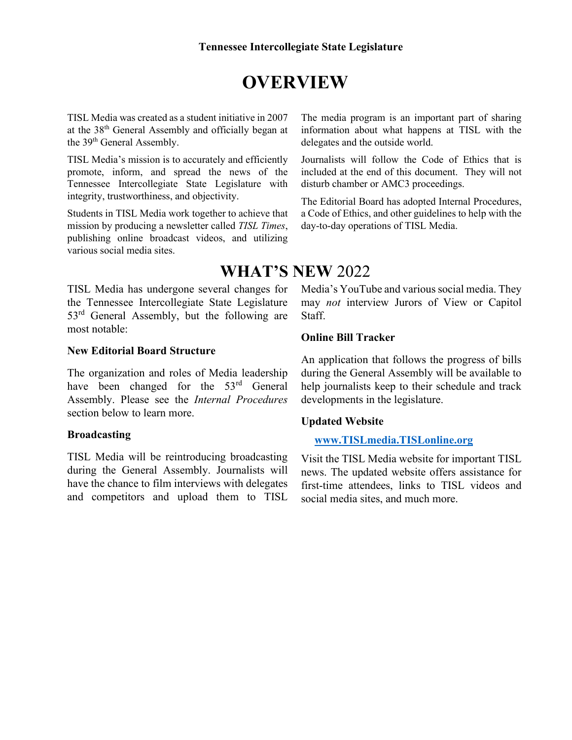**Tennessee Intercollegiate State Legislature**

# OVERVIEW

TISL Media was created as a student initiative in 2007 at the 38th General Assembly and officially began at the 39th General Assembly.

TISL Media's mission is to accurately and efficiently promote, inform, and spread the news of the Tennessee Intercollegiate State Legislature with integrity, trustworthiness, and objectivity.

Students in TISL Media work together to achieve that mission by producing a newsletter called *TISL Times*, publishing online broadcast videos, and utilizing various social media sites.

The media program is an important part of sharing information about what happens at TISL with the delegates and the outside world.

Journalists will follow the Code of Ethics that is included at the end of this document. They will not disturb chamber or AMC3 proceedings.

The Editorial Board has adopted Internal Procedures, a Code of Ethics, and other guidelines to help with the day-to-day operations of TISL Media.

# WHAT'S NEW 2022

TISL Media has undergone several changes for the Tennessee Intercollegiate State Legislature 53rd General Assembly, but the following are most notable:

**New Editorial Board Structure**

The organization and roles of Media leadership have been changed for the 53rd General Assembly. Please see the *Internal Procedures* section below to learn more.

**Broadcasting**

TISL Media will be reintroducing broadcasting during the General Assembly. Journalists will have the chance to film interviews with delegates and competitors and upload them to TISL Media's YouTube and various social media. They may *not* interview Jurors of View or Capitol Staff.

**Online Bill Tracker**

An application that follows the progress of bills during the General Assembly will be available to help journalists keep to their schedule and track developments in the legislature.

**Updated Website**

**www.TISLmedia.TISLonline.org**

Visit the TISL Media website for important TISL news. The updated website offers assistance for first-time attendees, links to TISL videos and social media sites, and much more.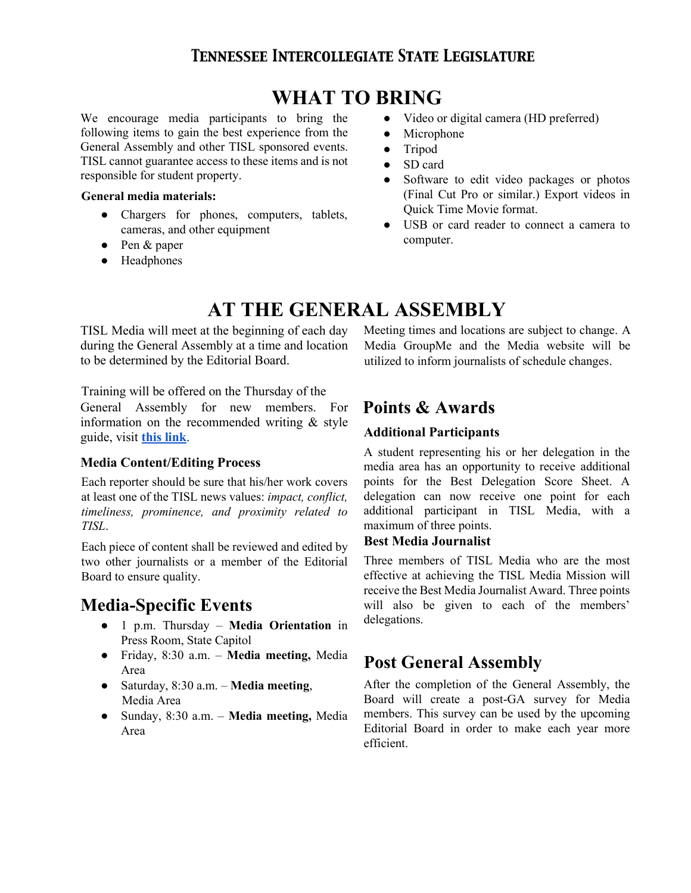# WHAT TO BRING

We encourage media participants to bring the following items to gain the best experience from the General Assembly and other TISL sponsored events. TISL cannot guarantee access to these items and is not responsible for student property.

**General media materials:**

- Chargers for phones, computers, tablets, cameras, and other equipment
- Pen & paper
- Headphones
- Video or digital camera (HD preferred)
- Microphone
- Tripod
- SD card
- Software to edit video packages or photos (Final Cut Pro or similar.) Export videos in Quick Time Movie format.
- USB or card reader to connect a camera to computer.

# AT THE GENERAL ASSEMBLY

TISL Media will meet at the beginning of each day during the General Assembly at a time and location to be determined by the Editorial Board.

Meeting times and locations are subject to change. A Media GroupMe and the Media website will be utilized to inform journalists of schedule changes.

Training will be offered on the Thursday of the General Assembly for new members. For information on the recommended writing & style guide, visit **this link**.

### Media Content/Editing Process

Each reporter should be sure that his/her work covers at least one of the TISL news values: *impact, conflict, timeliness, prominence, and proximity related to TISL*.

Each piece of content shall be reviewed and edited by two other journalists or a member of the Editorial Board to ensure quality.

## Media-Specific Events

- 1 p.m. Thursday – **Media Orientation** in Press Room, State Capitol
- Friday, 8:30 a.m. – **Media meeting,** Media Area
- Saturday, 8:30 a.m. – **Media meeting**, Media Area
- Sunday, 8:30 a.m. – **Media meeting,** Media Area

## Points & Awards

### Additional Participants

A student representing his or her delegation in the media area has an opportunity to receive additional points for the Best Delegation Score Sheet. A delegation can now receive one point for each additional participant in TISL Media, with a maximum of three points.

### Best Media Journalist

Three members of TISL Media who are the most effective at achieving the TISL Media Mission will receive the Best Media Journalist Award. Three points will also be given to each of the members' delegations.

## Post General Assembly

After the completion of the General Assembly, the Board will create a post-GA survey for Media members. This survey can be used by the upcoming Editorial Board in order to make each year more efficient.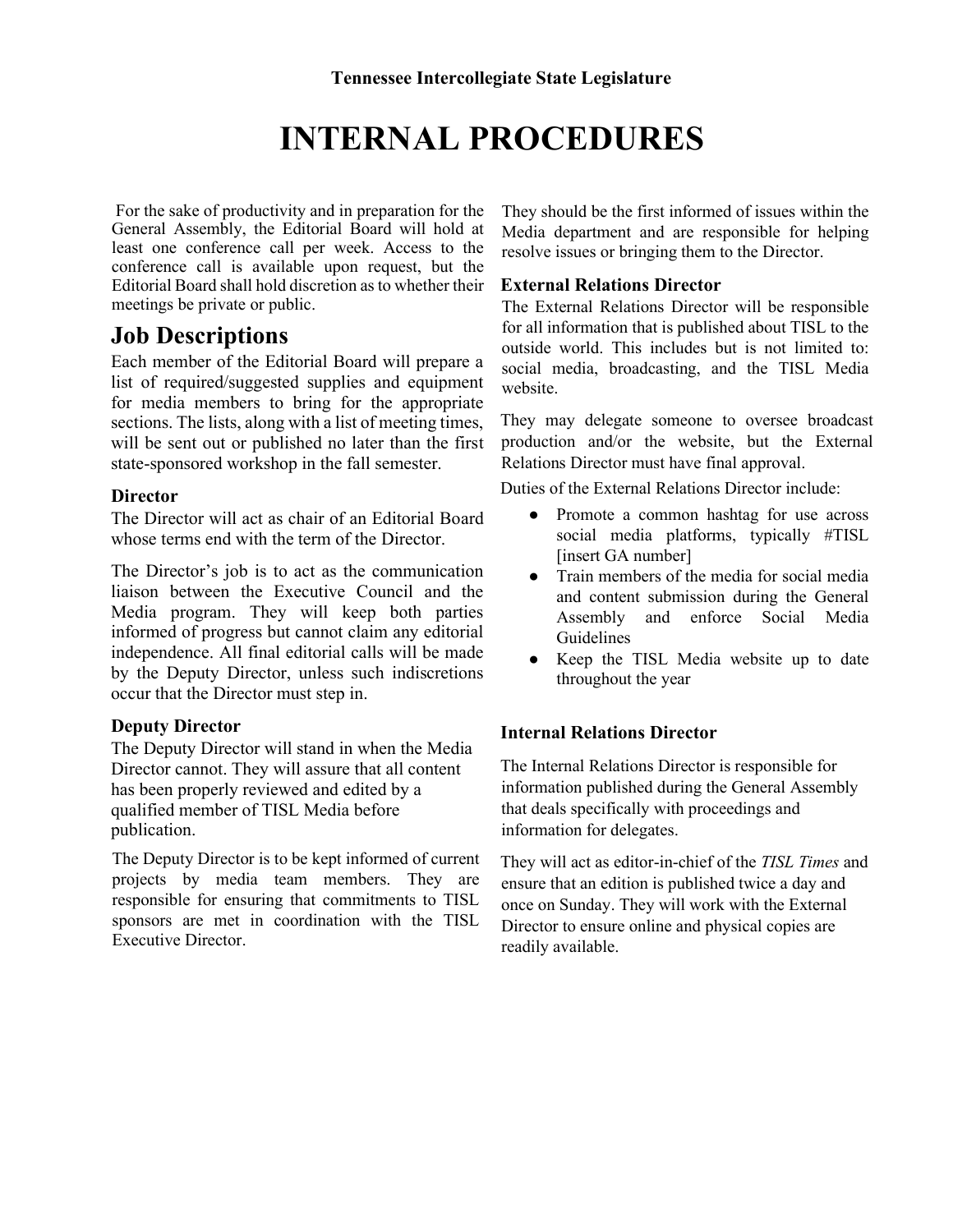Tennessee Intercollegiate State Legislature

# INTERNAL PROCEDURES

For the sake of productivity and in preparation for the General Assembly, the Editorial Board will hold at least one conference call per week. Access to the conference call is available upon request, but the Editorial Board shall hold discretion as to whether their meetings be private or public.

## Job Descriptions

Each member of the Editorial Board will prepare a list of required/suggested supplies and equipment for media members to bring for the appropriate sections. The lists, along with a list of meeting times, will be sent out or published no later than the first state-sponsored workshop in the fall semester.

### Director

The Director will act as chair of an Editorial Board whose terms end with the term of the Director.

The Director's job is to act as the communication liaison between the Executive Council and the Media program. They will keep both parties informed of progress but cannot claim any editorial independence. All final editorial calls will be made by the Deputy Director, unless such indiscretions occur that the Director must step in.

### Deputy Director

The Deputy Director will stand in when the Media Director cannot. They will assure that all content has been properly reviewed and edited by a qualified member of TISL Media before publication.

The Deputy Director is to be kept informed of current projects by media team members. They are responsible for ensuring that commitments to TISL sponsors are met in coordination with the TISL Executive Director.

They should be the first informed of issues within the Media department and are responsible for helping resolve issues or bringing them to the Director.

### External Relations Director

The External Relations Director will be responsible for all information that is published about TISL to the outside world. This includes but is not limited to: social media, broadcasting, and the TISL Media website.

They may delegate someone to oversee broadcast production and/or the website, but the External Relations Director must have final approval.

Duties of the External Relations Director include:

- Promote a common hashtag for use across social media platforms, typically #TISL [insert GA number]
- Train members of the media for social media and content submission during the General Assembly and enforce Social Media Guidelines
- Keep the TISL Media website up to date throughout the year

### Internal Relations Director

The Internal Relations Director is responsible for information published during the General Assembly that deals specifically with proceedings and information for delegates.

They will act as editor-in-chief of the *TISL Times* and ensure that an edition is published twice a day and once on Sunday. They will work with the External Director to ensure online and physical copies are readily available.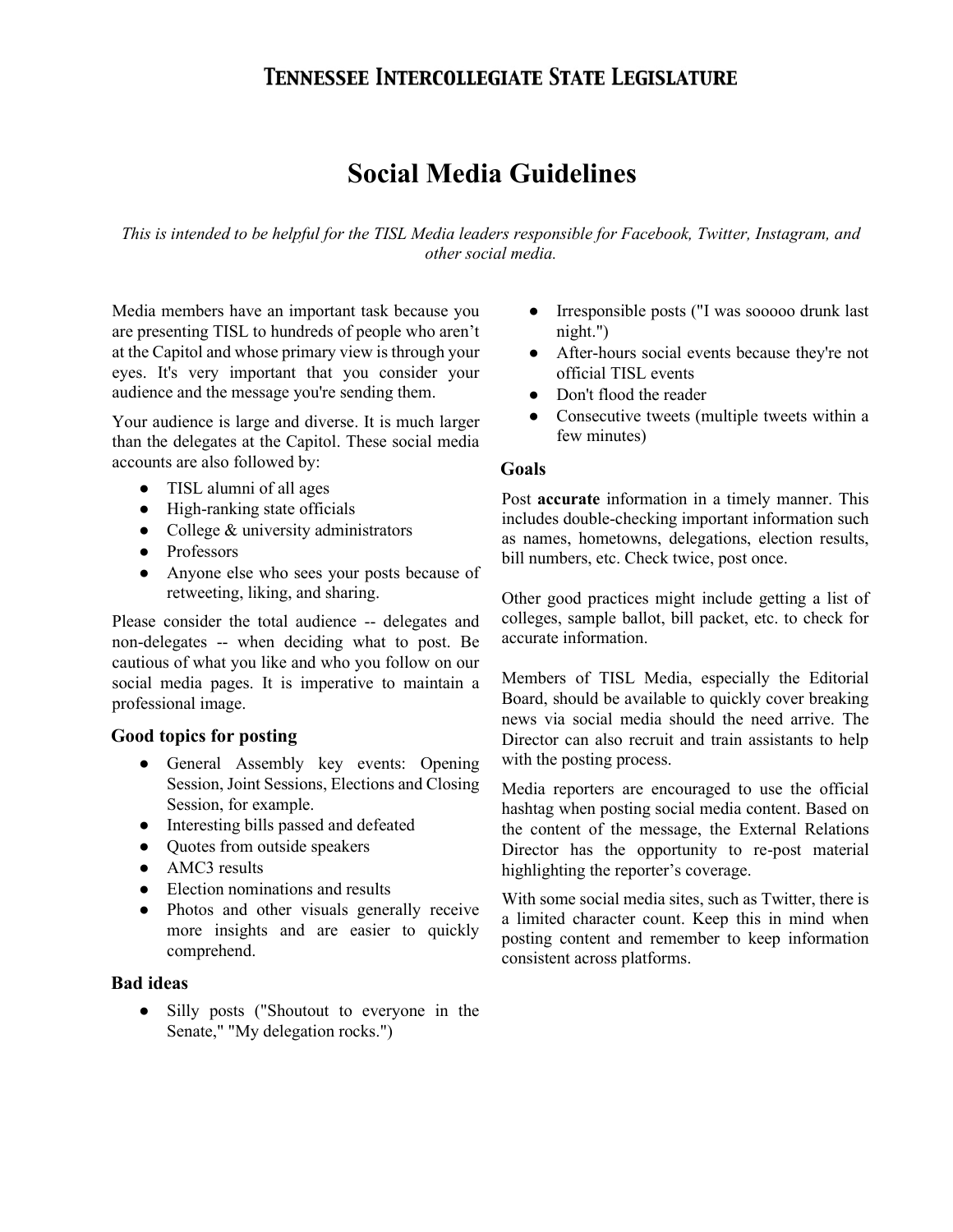# Social Media Guidelines

*This is intended to be helpful for the TISL Media leaders responsible for Facebook, Twitter, Instagram, and other social media.*

Media members have an important task because you are presenting TISL to hundreds of people who aren't at the Capitol and whose primary view is through your eyes. It's very important that you consider your audience and the message you're sending them.

Your audience is large and diverse. It is much larger than the delegates at the Capitol. These social media accounts are also followed by:

- TISL alumni of all ages
- High-ranking state officials
- College & university administrators
- Professors
- Anyone else who sees your posts because of retweeting, liking, and sharing.

Please consider the total audience -- delegates and non-delegates -- when deciding what to post. Be cautious of what you like and who you follow on our social media pages. It is imperative to maintain a professional image.

### Good topics for posting

- General Assembly key events: Opening Session, Joint Sessions, Elections and Closing Session, for example.
- Interesting bills passed and defeated
- Quotes from outside speakers
- AMC3 results
- Election nominations and results
- Photos and other visuals generally receive more insights and are easier to quickly comprehend.

### Bad ideas

- Silly posts ("Shoutout to everyone in the Senate," "My delegation rocks.")
- Irresponsible posts ("I was sooooo drunk last night.")
- After-hours social events because they're not official TISL events
- Don't flood the reader
- Consecutive tweets (multiple tweets within a few minutes)

### Goals

Post **accurate** information in a timely manner. This includes double-checking important information such as names, hometowns, delegations, election results, bill numbers, etc. Check twice, post once.

Other good practices might include getting a list of colleges, sample ballot, bill packet, etc. to check for accurate information.

Members of TISL Media, especially the Editorial Board, should be available to quickly cover breaking news via social media should the need arrive. The Director can also recruit and train assistants to help with the posting process.

Media reporters are encouraged to use the official hashtag when posting social media content. Based on the content of the message, the External Relations Director has the opportunity to re-post material highlighting the reporter's coverage.

With some social media sites, such as Twitter, there is a limited character count. Keep this in mind when posting content and remember to keep information consistent across platforms.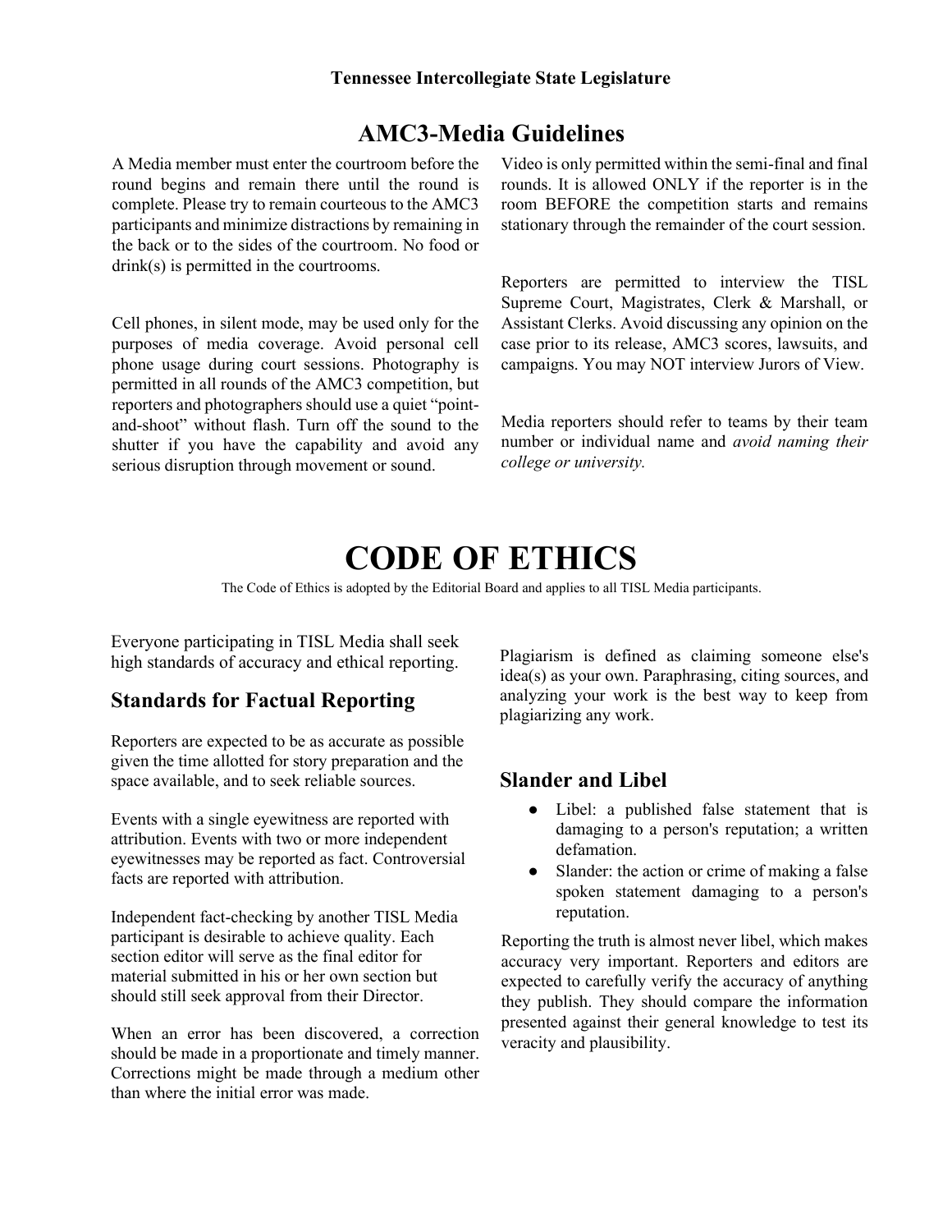# AMC3-Media Guidelines

A Media member must enter the courtroom before the round begins and remain there until the round is complete. Please try to remain courteous to the AMC3 participants and minimize distractions by remaining in the back or to the sides of the courtroom. No food or drink(s) is permitted in the courtrooms.

Cell phones, in silent mode, may be used only for the purposes of media coverage. Avoid personal cell phone usage during court sessions. Photography is permitted in all rounds of the AMC3 competition, but reporters and photographers should use a quiet "point-and-shoot" without flash. Turn off the sound to the shutter if you have the capability and avoid any serious disruption through movement or sound.

Video is only permitted within the semi-final and final rounds. It is allowed ONLY if the reporter is in the room BEFORE the competition starts and remains stationary through the remainder of the court session.

Reporters are permitted to interview the TISL Supreme Court, Magistrates, Clerk & Marshall, or Assistant Clerks. Avoid discussing any opinion on the case prior to its release, AMC3 scores, lawsuits, and campaigns. You may NOT interview Jurors of View.

Media reporters should refer to teams by their team number or individual name and *avoid naming their college or university.*

# CODE OF ETHICS

The Code of Ethics is adopted by the Editorial Board and applies to all TISL Media participants.

Everyone participating in TISL Media shall seek high standards of accuracy and ethical reporting.

## Standards for Factual Reporting

Reporters are expected to be as accurate as possible given the time allotted for story preparation and the space available, and to seek reliable sources.

Events with a single eyewitness are reported with attribution. Events with two or more independent eyewitnesses may be reported as fact. Controversial facts are reported with attribution.

Independent fact-checking by another TISL Media participant is desirable to achieve quality. Each section editor will serve as the final editor for material submitted in his or her own section but should still seek approval from their Director.

When an error has been discovered, a correction should be made in a proportionate and timely manner. Corrections might be made through a medium other than where the initial error was made.

Plagiarism is defined as claiming someone else's idea(s) as your own. Paraphrasing, citing sources, and analyzing your work is the best way to keep from plagiarizing any work.

## Slander and Libel

- Libel: a published false statement that is damaging to a person's reputation; a written defamation.
- Slander: the action or crime of making a false spoken statement damaging to a person's reputation.

Reporting the truth is almost never libel, which makes accuracy very important. Reporters and editors are expected to carefully verify the accuracy of anything they publish. They should compare the information presented against their general knowledge to test its veracity and plausibility.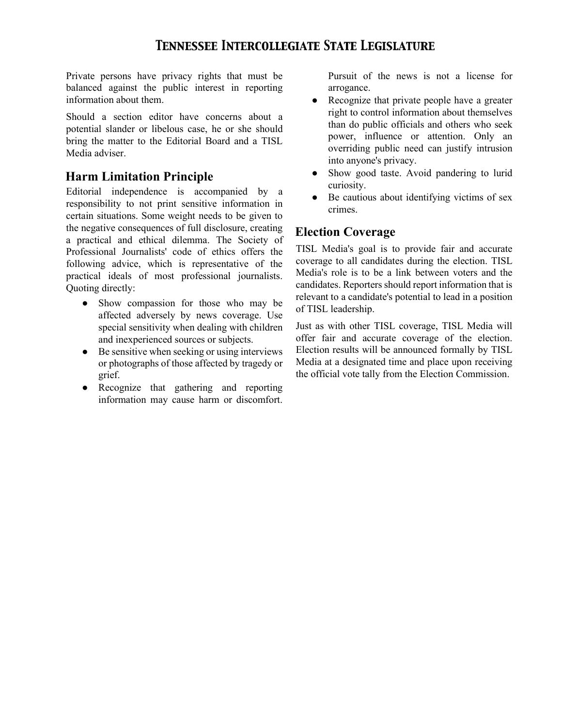Private persons have privacy rights that must be balanced against the public interest in reporting information about them.

Should a section editor have concerns about a potential slander or libelous case, he or she should bring the matter to the Editorial Board and a TISL Media adviser.

## Harm Limitation Principle

Editorial independence is accompanied by a responsibility to not print sensitive information in certain situations. Some weight needs to be given to the negative consequences of full disclosure, creating a practical and ethical dilemma. The Society of Professional Journalists' code of ethics offers the following advice, which is representative of the practical ideals of most professional journalists. Quoting directly:

- Show compassion for those who may be affected adversely by news coverage. Use special sensitivity when dealing with children and inexperienced sources or subjects.
- Be sensitive when seeking or using interviews or photographs of those affected by tragedy or grief.
- Recognize that gathering and reporting information may cause harm or discomfort. Pursuit of the news is not a license for arrogance.
- Recognize that private people have a greater right to control information about themselves than do public officials and others who seek power, influence or attention. Only an overriding public need can justify intrusion into anyone's privacy.
- Show good taste. Avoid pandering to lurid curiosity.
- Be cautious about identifying victims of sex crimes.

## Election Coverage

TISL Media's goal is to provide fair and accurate coverage to all candidates during the election. TISL Media's role is to be a link between voters and the candidates. Reporters should report information that is relevant to a candidate's potential to lead in a position of TISL leadership.

Just as with other TISL coverage, TISL Media will offer fair and accurate coverage of the election. Election results will be announced formally by TISL Media at a designated time and place upon receiving the official vote tally from the Election Commission.